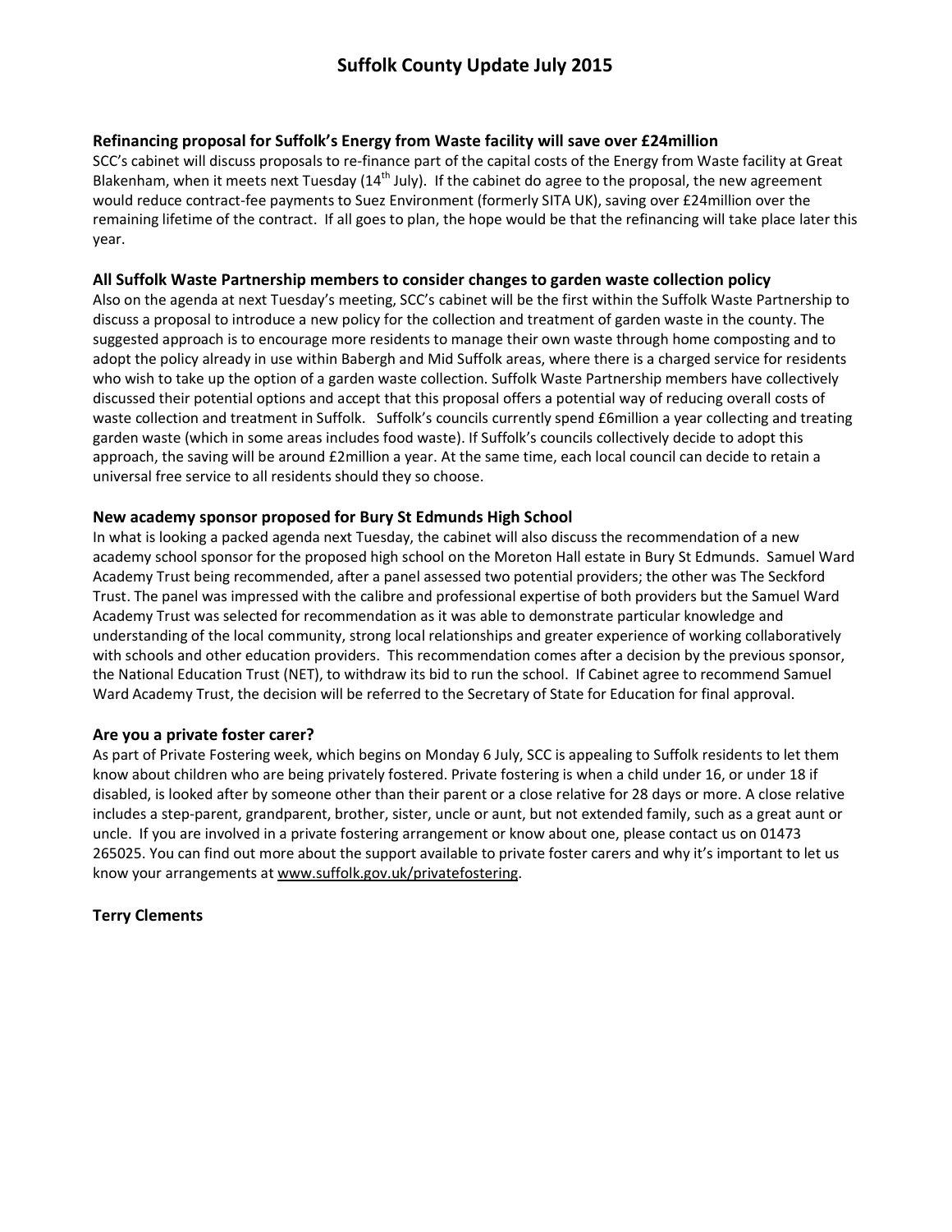# Suffolk County Update July 2015

### Refinancing proposal for Suffolk's Energy from Waste facility will save over £24million

SCC's cabinet will discuss proposals to re-finance part of the capital costs of the Energy from Waste facility at Great Blakenham, when it meets next Tuesday (14th July). If the cabinet do agree to the proposal, the new agreement would reduce contract-fee payments to Suez Environment (formerly SITA UK), saving over £24million over the remaining lifetime of the contract. If all goes to plan, the hope would be that the refinancing will take place later this year.

### All Suffolk Waste Partnership members to consider changes to garden waste collection policy

Also on the agenda at next Tuesday's meeting, SCC's cabinet will be the first within the Suffolk Waste Partnership to discuss a proposal to introduce a new policy for the collection and treatment of garden waste in the county. The suggested approach is to encourage more residents to manage their own waste through home composting and to adopt the policy already in use within Babergh and Mid Suffolk areas, where there is a charged service for residents who wish to take up the option of a garden waste collection. Suffolk Waste Partnership members have collectively discussed their potential options and accept that this proposal offers a potential way of reducing overall costs of waste collection and treatment in Suffolk. Suffolk's councils currently spend £6million a year collecting and treating garden waste (which in some areas includes food waste). If Suffolk's councils collectively decide to adopt this approach, the saving will be around £2million a year. At the same time, each local council can decide to retain a universal free service to all residents should they so choose.

### New academy sponsor proposed for Bury St Edmunds High School

In what is looking a packed agenda next Tuesday, the cabinet will also discuss the recommendation of a new academy school sponsor for the proposed high school on the Moreton Hall estate in Bury St Edmunds. Samuel Ward Academy Trust being recommended, after a panel assessed two potential providers; the other was The Seckford Trust. The panel was impressed with the calibre and professional expertise of both providers but the Samuel Ward Academy Trust was selected for recommendation as it was able to demonstrate particular knowledge and understanding of the local community, strong local relationships and greater experience of working collaboratively with schools and other education providers. This recommendation comes after a decision by the previous sponsor, the National Education Trust (NET), to withdraw its bid to run the school. If Cabinet agree to recommend Samuel Ward Academy Trust, the decision will be referred to the Secretary of State for Education for final approval.

### Are you a private foster carer?

As part of Private Fostering week, which begins on Monday 6 July, SCC is appealing to Suffolk residents to let them know about children who are being privately fostered. Private fostering is when a child under 16, or under 18 if disabled, is looked after by someone other than their parent or a close relative for 28 days or more. A close relative includes a step-parent, grandparent, brother, sister, uncle or aunt, but not extended family, such as a great aunt or uncle. If you are involved in a private fostering arrangement or know about one, please contact us on 01473 265025. You can find out more about the support available to private foster carers and why it's important to let us know your arrangements at www.suffolk.gov.uk/privatefostering.

**Terry Clements**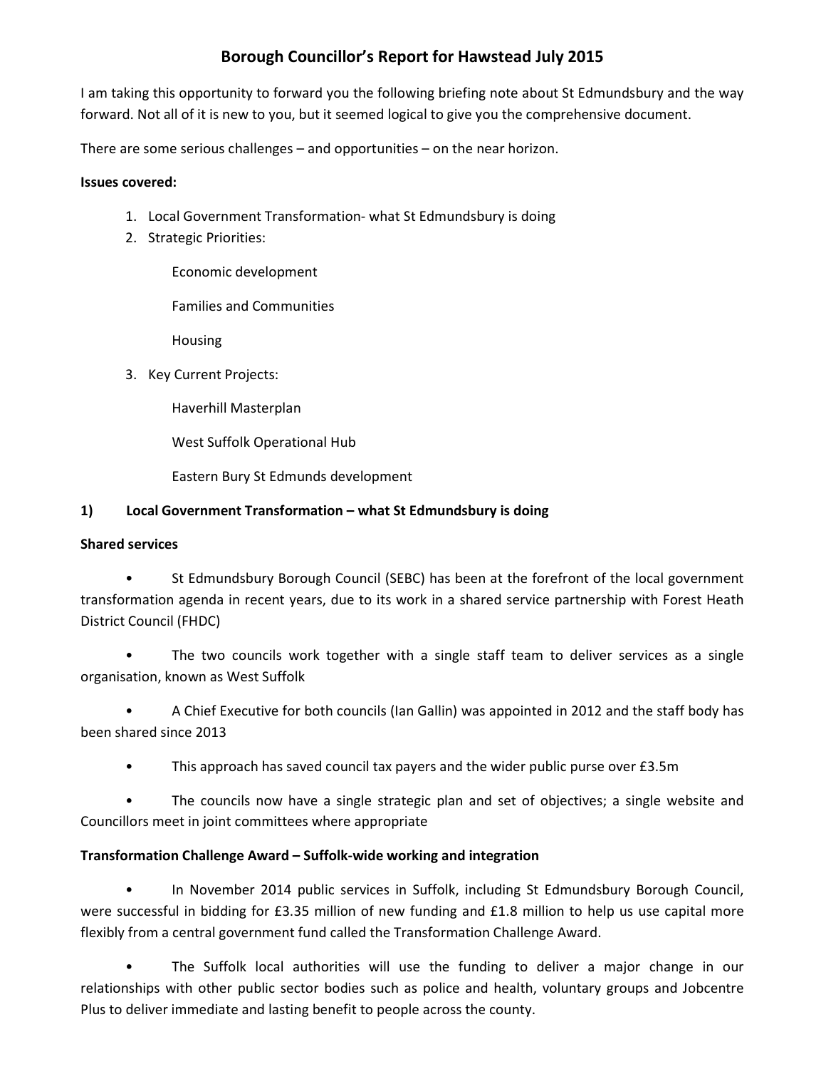# Borough Councillor's Report for Hawstead July 2015

I am taking this opportunity to forward you the following briefing note about St Edmundsbury and the way forward. Not all of it is new to you, but it seemed logical to give you the comprehensive document.

There are some serious challenges – and opportunities – on the near horizon.

**Issues covered:**

1. Local Government Transformation- what St Edmundsbury is doing
2. Strategic Priorities:

   Economic development

   Families and Communities

   Housing

3. Key Current Projects:

   Haverhill Masterplan

   West Suffolk Operational Hub

   Eastern Bury St Edmunds development

## 1) Local Government Transformation – what St Edmundsbury is doing

**Shared services**

- St Edmundsbury Borough Council (SEBC) has been at the forefront of the local government transformation agenda in recent years, due to its work in a shared service partnership with Forest Heath District Council (FHDC)
- The two councils work together with a single staff team to deliver services as a single organisation, known as West Suffolk
- A Chief Executive for both councils (Ian Gallin) was appointed in 2012 and the staff body has been shared since 2013
- This approach has saved council tax payers and the wider public purse over £3.5m
- The councils now have a single strategic plan and set of objectives; a single website and Councillors meet in joint committees where appropriate

**Transformation Challenge Award – Suffolk-wide working and integration**

- In November 2014 public services in Suffolk, including St Edmundsbury Borough Council, were successful in bidding for £3.35 million of new funding and £1.8 million to help us use capital more flexibly from a central government fund called the Transformation Challenge Award.
- The Suffolk local authorities will use the funding to deliver a major change in our relationships with other public sector bodies such as police and health, voluntary groups and Jobcentre Plus to deliver immediate and lasting benefit to people across the county.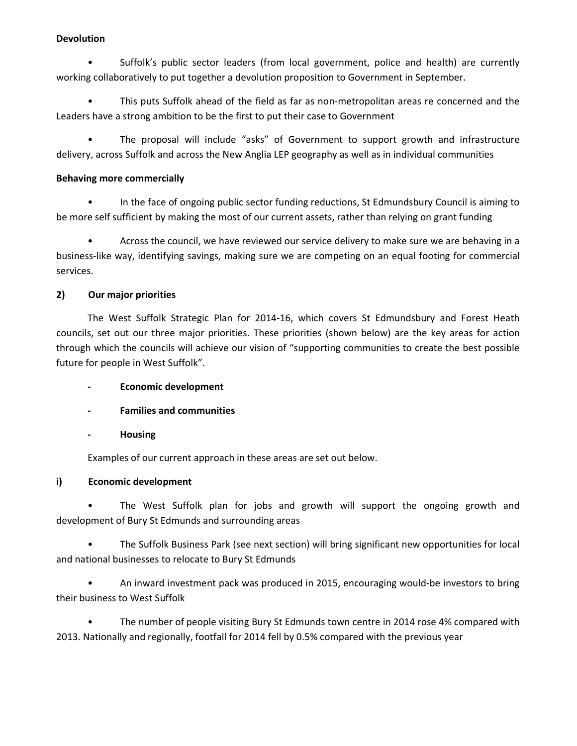**Devolution**

- Suffolk's public sector leaders (from local government, police and health) are currently working collaboratively to put together a devolution proposition to Government in September.

- This puts Suffolk ahead of the field as far as non-metropolitan areas re concerned and the Leaders have a strong ambition to be the first to put their case to Government

- The proposal will include "asks" of Government to support growth and infrastructure delivery, across Suffolk and across the New Anglia LEP geography as well as in individual communities

**Behaving more commercially**

- In the face of ongoing public sector funding reductions, St Edmundsbury Council is aiming to be more self sufficient by making the most of our current assets, rather than relying on grant funding

- Across the council, we have reviewed our service delivery to make sure we are behaving in a business-like way, identifying savings, making sure we are competing on an equal footing for commercial services.

**2) Our major priorities**

The West Suffolk Strategic Plan for 2014-16, which covers St Edmundsbury and Forest Heath councils, set out our three major priorities. These priorities (shown below) are the key areas for action through which the councils will achieve our vision of "supporting communities to create the best possible future for people in West Suffolk".

- **Economic development**
- **Families and communities**
- **Housing**

Examples of our current approach in these areas are set out below.

**i) Economic development**

- The West Suffolk plan for jobs and growth will support the ongoing growth and development of Bury St Edmunds and surrounding areas

- The Suffolk Business Park (see next section) will bring significant new opportunities for local and national businesses to relocate to Bury St Edmunds

- An inward investment pack was produced in 2015, encouraging would-be investors to bring their business to West Suffolk

- The number of people visiting Bury St Edmunds town centre in 2014 rose 4% compared with 2013. Nationally and regionally, footfall for 2014 fell by 0.5% compared with the previous year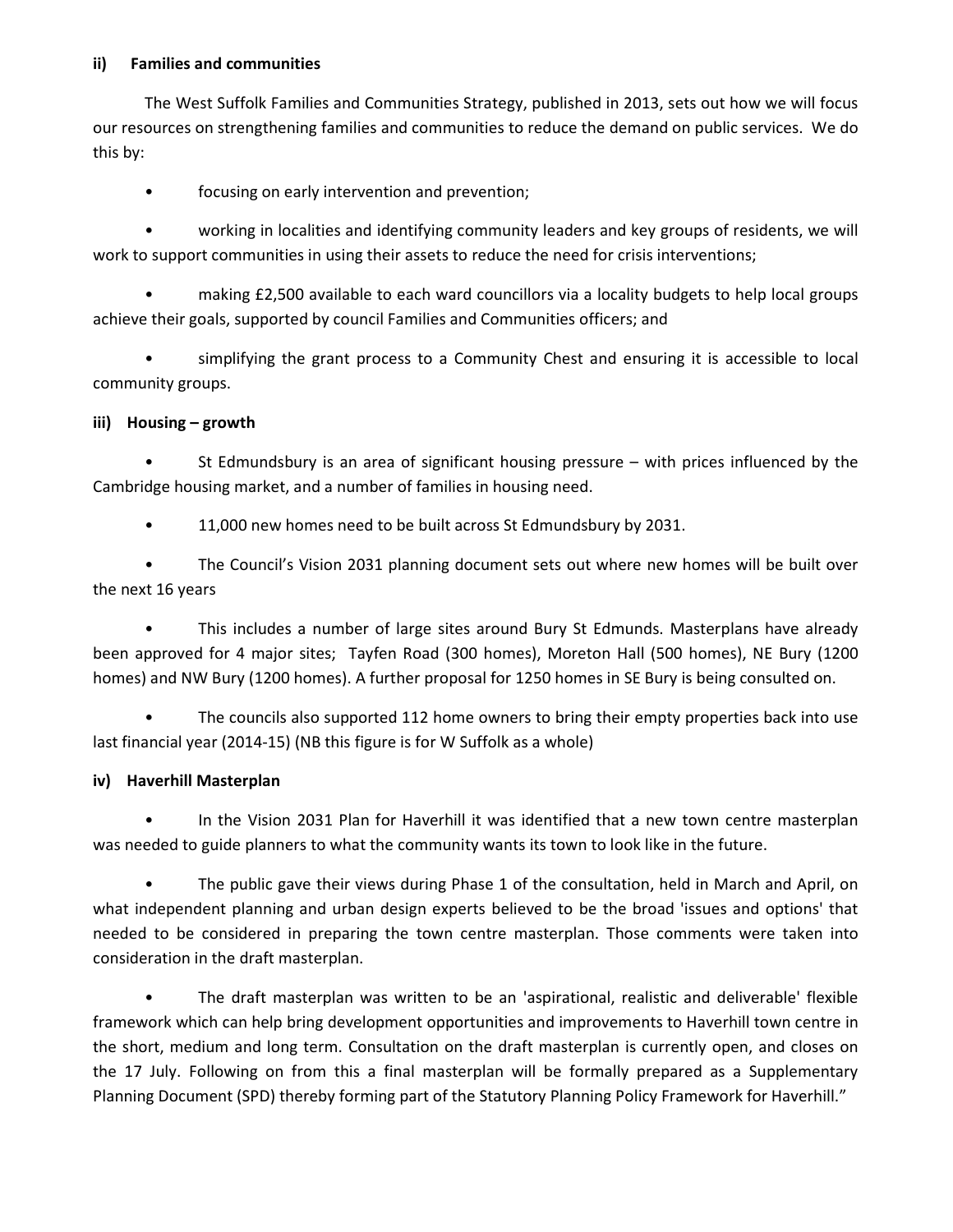**ii) Families and communities**

The West Suffolk Families and Communities Strategy, published in 2013, sets out how we will focus our resources on strengthening families and communities to reduce the demand on public services. We do this by:

- focusing on early intervention and prevention;
- working in localities and identifying community leaders and key groups of residents, we will work to support communities in using their assets to reduce the need for crisis interventions;
- making £2,500 available to each ward councillors via a locality budgets to help local groups achieve their goals, supported by council Families and Communities officers; and
- simplifying the grant process to a Community Chest and ensuring it is accessible to local community groups.

**iii) Housing – growth**

- St Edmundsbury is an area of significant housing pressure – with prices influenced by the Cambridge housing market, and a number of families in housing need.
- 11,000 new homes need to be built across St Edmundsbury by 2031.
- The Council's Vision 2031 planning document sets out where new homes will be built over the next 16 years
- This includes a number of large sites around Bury St Edmunds. Masterplans have already been approved for 4 major sites; Tayfen Road (300 homes), Moreton Hall (500 homes), NE Bury (1200 homes) and NW Bury (1200 homes). A further proposal for 1250 homes in SE Bury is being consulted on.
- The councils also supported 112 home owners to bring their empty properties back into use last financial year (2014-15) (NB this figure is for W Suffolk as a whole)

**iv) Haverhill Masterplan**

- In the Vision 2031 Plan for Haverhill it was identified that a new town centre masterplan was needed to guide planners to what the community wants its town to look like in the future.
- The public gave their views during Phase 1 of the consultation, held in March and April, on what independent planning and urban design experts believed to be the broad 'issues and options' that needed to be considered in preparing the town centre masterplan. Those comments were taken into consideration in the draft masterplan.
- The draft masterplan was written to be an 'aspirational, realistic and deliverable' flexible framework which can help bring development opportunities and improvements to Haverhill town centre in the short, medium and long term. Consultation on the draft masterplan is currently open, and closes on the 17 July. Following on from this a final masterplan will be formally prepared as a Supplementary Planning Document (SPD) thereby forming part of the Statutory Planning Policy Framework for Haverhill."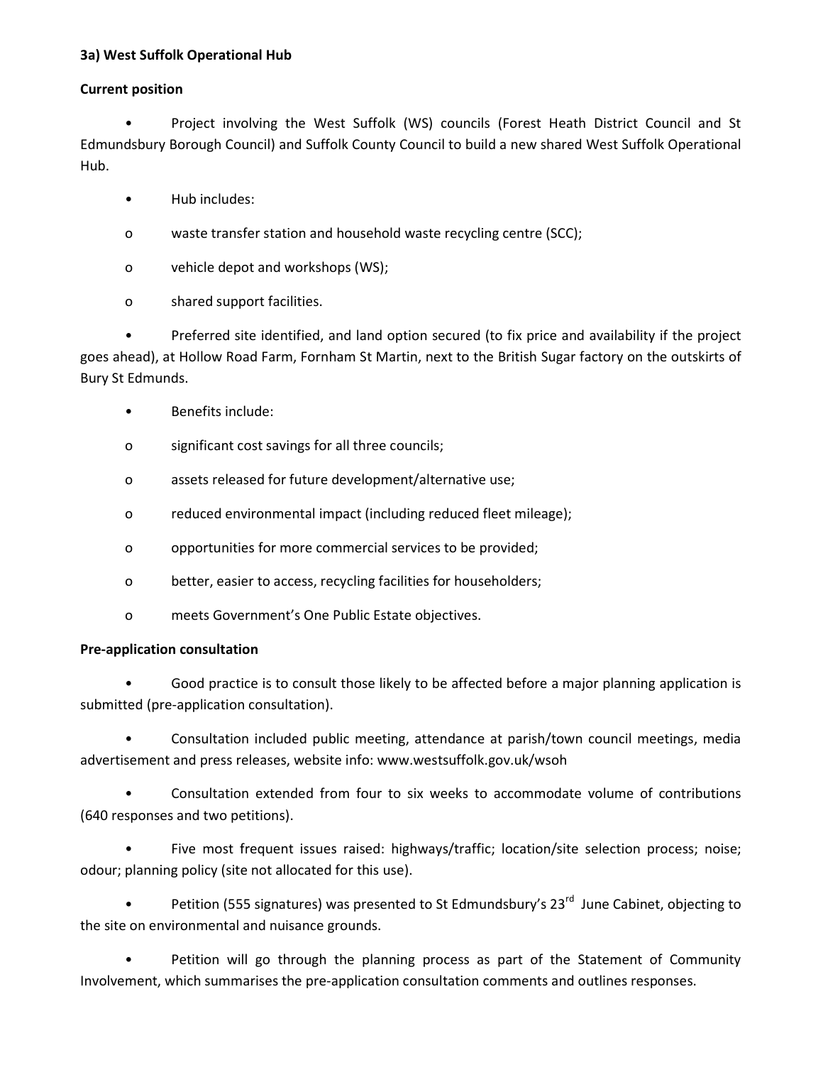**3a) West Suffolk Operational Hub**

**Current position**

- Project involving the West Suffolk (WS) councils (Forest Heath District Council and St Edmundsbury Borough Council) and Suffolk County Council to build a new shared West Suffolk Operational Hub.
- Hub includes:
  - waste transfer station and household waste recycling centre (SCC);
  - vehicle depot and workshops (WS);
  - shared support facilities.
- Preferred site identified, and land option secured (to fix price and availability if the project goes ahead), at Hollow Road Farm, Fornham St Martin, next to the British Sugar factory on the outskirts of Bury St Edmunds.
- Benefits include:
  - significant cost savings for all three councils;
  - assets released for future development/alternative use;
  - reduced environmental impact (including reduced fleet mileage);
  - opportunities for more commercial services to be provided;
  - better, easier to access, recycling facilities for householders;
  - meets Government's One Public Estate objectives.

**Pre-application consultation**

- Good practice is to consult those likely to be affected before a major planning application is submitted (pre-application consultation).
- Consultation included public meeting, attendance at parish/town council meetings, media advertisement and press releases, website info: www.westsuffolk.gov.uk/wsoh
- Consultation extended from four to six weeks to accommodate volume of contributions (640 responses and two petitions).
- Five most frequent issues raised: highways/traffic; location/site selection process; noise; odour; planning policy (site not allocated for this use).
- Petition (555 signatures) was presented to St Edmundsbury's 23rd June Cabinet, objecting to the site on environmental and nuisance grounds.
- Petition will go through the planning process as part of the Statement of Community Involvement, which summarises the pre-application consultation comments and outlines responses.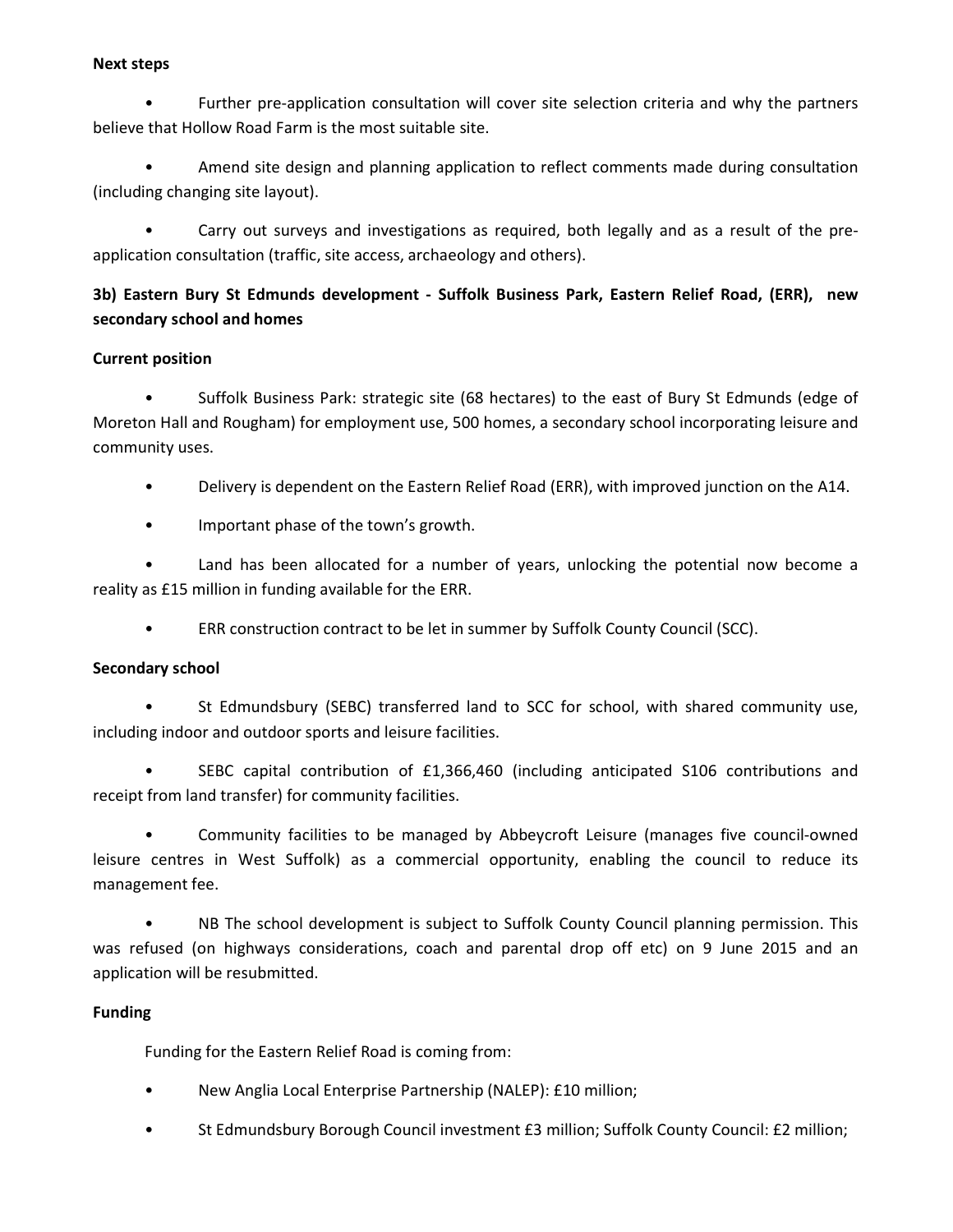**Next steps**

- Further pre-application consultation will cover site selection criteria and why the partners believe that Hollow Road Farm is the most suitable site.
- Amend site design and planning application to reflect comments made during consultation (including changing site layout).
- Carry out surveys and investigations as required, both legally and as a result of the pre-application consultation (traffic, site access, archaeology and others).

**3b) Eastern Bury St Edmunds development - Suffolk Business Park, Eastern Relief Road, (ERR), new secondary school and homes**

**Current position**

- Suffolk Business Park: strategic site (68 hectares) to the east of Bury St Edmunds (edge of Moreton Hall and Rougham) for employment use, 500 homes, a secondary school incorporating leisure and community uses.
- Delivery is dependent on the Eastern Relief Road (ERR), with improved junction on the A14.
- Important phase of the town's growth.
- Land has been allocated for a number of years, unlocking the potential now become a reality as £15 million in funding available for the ERR.
- ERR construction contract to be let in summer by Suffolk County Council (SCC).

**Secondary school**

- St Edmundsbury (SEBC) transferred land to SCC for school, with shared community use, including indoor and outdoor sports and leisure facilities.
- SEBC capital contribution of £1,366,460 (including anticipated S106 contributions and receipt from land transfer) for community facilities.
- Community facilities to be managed by Abbeycroft Leisure (manages five council-owned leisure centres in West Suffolk) as a commercial opportunity, enabling the council to reduce its management fee.
- NB The school development is subject to Suffolk County Council planning permission. This was refused (on highways considerations, coach and parental drop off etc) on 9 June 2015 and an application will be resubmitted.

**Funding**

Funding for the Eastern Relief Road is coming from:

- New Anglia Local Enterprise Partnership (NALEP): £10 million;
- St Edmundsbury Borough Council investment £3 million; Suffolk County Council: £2 million;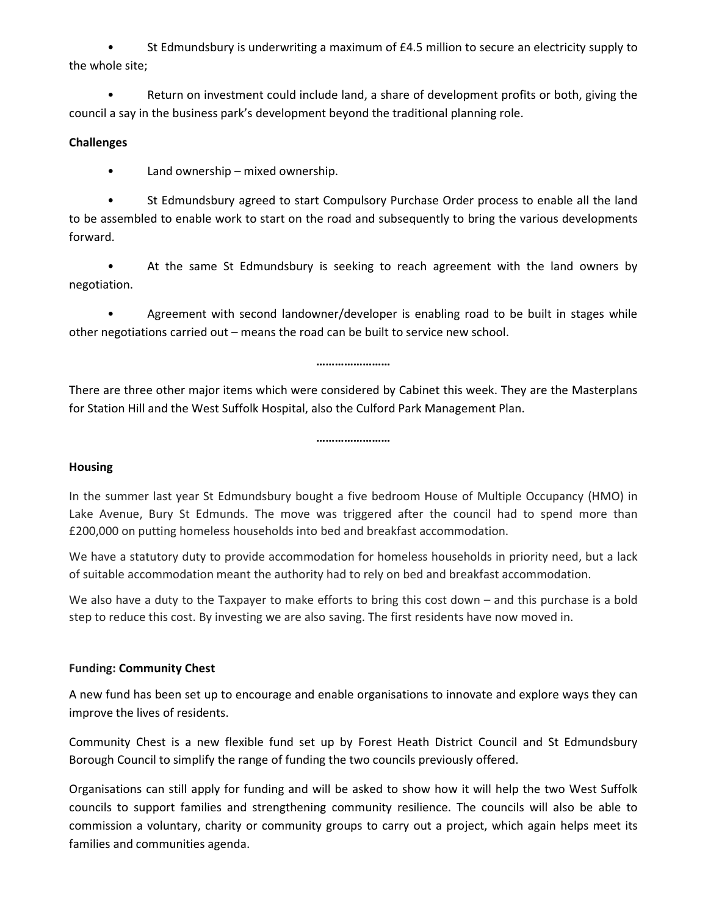- St Edmundsbury is underwriting a maximum of £4.5 million to secure an electricity supply to the whole site;
- Return on investment could include land, a share of development profits or both, giving the council a say in the business park's development beyond the traditional planning role.

**Challenges**

- Land ownership – mixed ownership.
- St Edmundsbury agreed to start Compulsory Purchase Order process to enable all the land to be assembled to enable work to start on the road and subsequently to bring the various developments forward.
- At the same St Edmundsbury is seeking to reach agreement with the land owners by negotiation.
- Agreement with second landowner/developer is enabling road to be built in stages while other negotiations carried out – means the road can be built to service new school.

……………………

There are three other major items which were considered by Cabinet this week. They are the Masterplans for Station Hill and the West Suffolk Hospital, also the Culford Park Management Plan.

……………………

**Housing**

In the summer last year St Edmundsbury bought a five bedroom House of Multiple Occupancy (HMO) in Lake Avenue, Bury St Edmunds. The move was triggered after the council had to spend more than £200,000 on putting homeless households into bed and breakfast accommodation.

We have a statutory duty to provide accommodation for homeless households in priority need, but a lack of suitable accommodation meant the authority had to rely on bed and breakfast accommodation.

We also have a duty to the Taxpayer to make efforts to bring this cost down – and this purchase is a bold step to reduce this cost. By investing we are also saving. The first residents have now moved in.

**Funding: Community Chest**

A new fund has been set up to encourage and enable organisations to innovate and explore ways they can improve the lives of residents.

Community Chest is a new flexible fund set up by Forest Heath District Council and St Edmundsbury Borough Council to simplify the range of funding the two councils previously offered.

Organisations can still apply for funding and will be asked to show how it will help the two West Suffolk councils to support families and strengthening community resilience. The councils will also be able to commission a voluntary, charity or community groups to carry out a project, which again helps meet its families and communities agenda.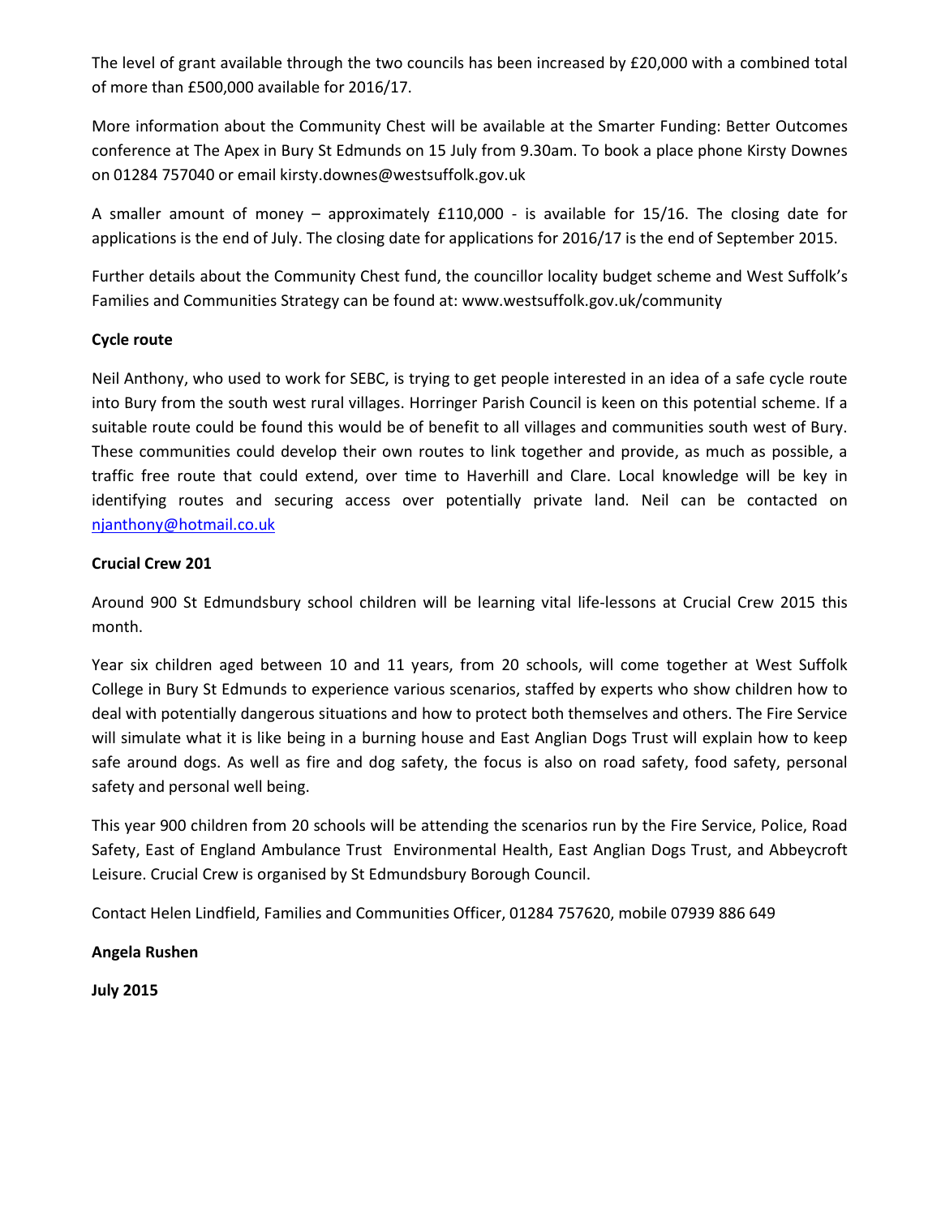The level of grant available through the two councils has been increased by £20,000 with a combined total of more than £500,000 available for 2016/17.

More information about the Community Chest will be available at the Smarter Funding: Better Outcomes conference at The Apex in Bury St Edmunds on 15 July from 9.30am. To book a place phone Kirsty Downes on 01284 757040 or email kirsty.downes@westsuffolk.gov.uk

A smaller amount of money – approximately £110,000 - is available for 15/16. The closing date for applications is the end of July. The closing date for applications for 2016/17 is the end of September 2015.

Further details about the Community Chest fund, the councillor locality budget scheme and West Suffolk's Families and Communities Strategy can be found at: www.westsuffolk.gov.uk/community

**Cycle route**

Neil Anthony, who used to work for SEBC, is trying to get people interested in an idea of a safe cycle route into Bury from the south west rural villages. Horringer Parish Council is keen on this potential scheme. If a suitable route could be found this would be of benefit to all villages and communities south west of Bury. These communities could develop their own routes to link together and provide, as much as possible, a traffic free route that could extend, over time to Haverhill and Clare. Local knowledge will be key in identifying routes and securing access over potentially private land. Neil can be contacted on njanthony@hotmail.co.uk

**Crucial Crew 201**

Around 900 St Edmundsbury school children will be learning vital life-lessons at Crucial Crew 2015 this month.

Year six children aged between 10 and 11 years, from 20 schools, will come together at West Suffolk College in Bury St Edmunds to experience various scenarios, staffed by experts who show children how to deal with potentially dangerous situations and how to protect both themselves and others. The Fire Service will simulate what it is like being in a burning house and East Anglian Dogs Trust will explain how to keep safe around dogs. As well as fire and dog safety, the focus is also on road safety, food safety, personal safety and personal well being.

This year 900 children from 20 schools will be attending the scenarios run by the Fire Service, Police, Road Safety, East of England Ambulance Trust Environmental Health, East Anglian Dogs Trust, and Abbeycroft Leisure. Crucial Crew is organised by St Edmundsbury Borough Council.

Contact Helen Lindfield, Families and Communities Officer, 01284 757620, mobile 07939 886 649

**Angela Rushen**

**July 2015**